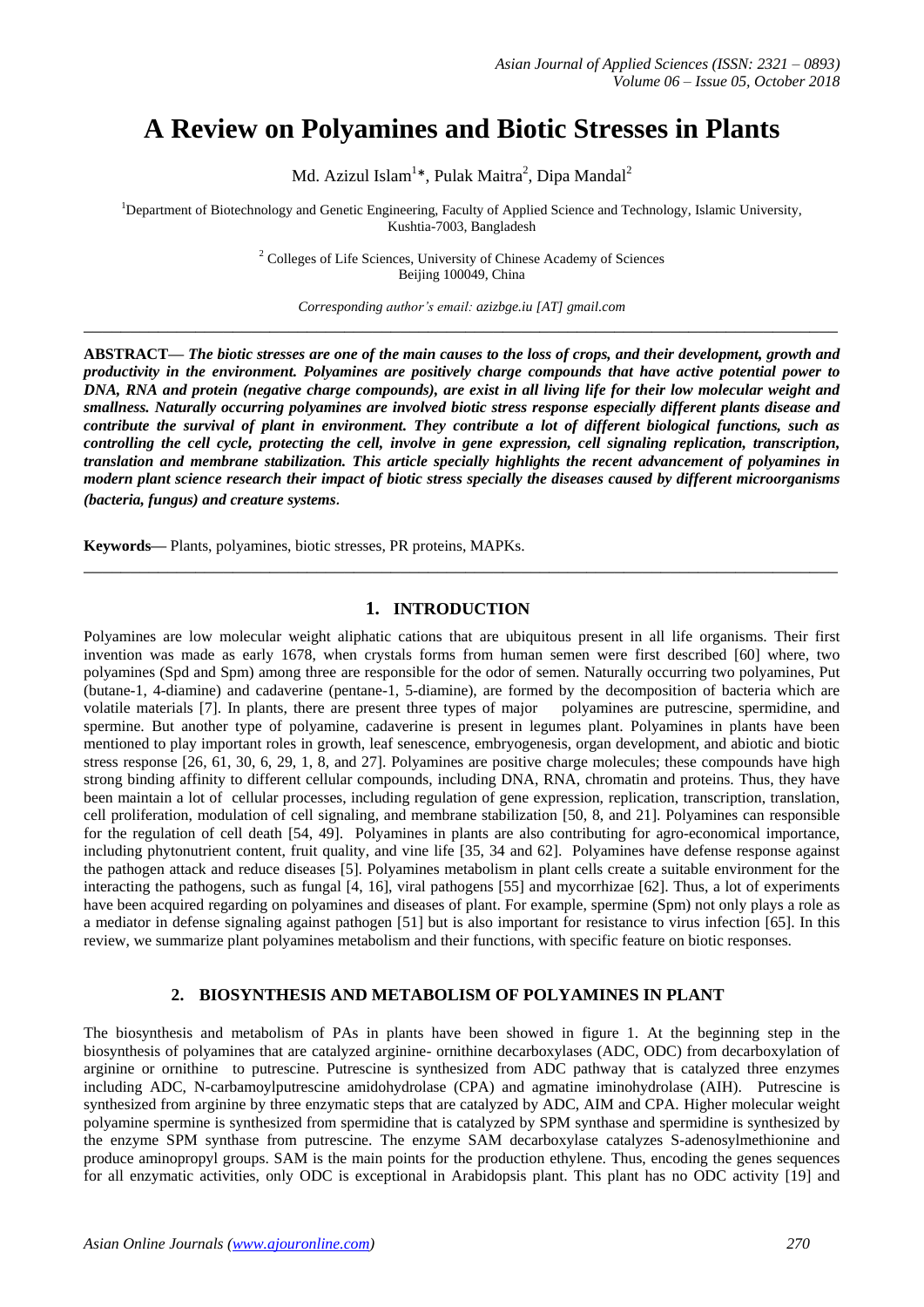# A Review on Polyamines and Biotic Stresses in Plants

Md. Azizul Islam[1]*, Pulak Maitra[2], Dipa Mandal[2]

[1]Department of Biotechnology and Genetic Engineering, Faculty of Applied Science and Technology, Islamic University, Kushtia-7003, Bangladesh

[2] Colleges of Life Sciences, University of Chinese Academy of Sciences Beijing 100049, China

*Corresponding author's email: azizbge.iu [AT] gmail.com*

---

**ABSTRACT—** ***The biotic stresses are one of the main causes to the loss of crops, and their development, growth and productivity in the environment. Polyamines are positively charge compounds that have active potential power to DNA, RNA and protein (negative charge compounds), are exist in all living life for their low molecular weight and smallness. Naturally occurring polyamines are involved biotic stress response especially different plants disease and contribute the survival of plant in environment. They contribute a lot of different biological functions, such as controlling the cell cycle, protecting the cell, involve in gene expression, cell signaling replication, transcription, translation and membrane stabilization. This article specially highlights the recent advancement of polyamines in modern plant science research their impact of biotic stress specially the diseases caused by different microorganisms (bacteria, fungus) and creature systems.***

**Keywords—** Plants, polyamines, biotic stresses, PR proteins, MAPKs.

---

## 1. INTRODUCTION

Polyamines are low molecular weight aliphatic cations that are ubiquitous present in all life organisms. Their first invention was made as early 1678, when crystals forms from human semen were first described [60] where, two polyamines (Spd and Spm) among three are responsible for the odor of semen. Naturally occurring two polyamines, Put (butane-1, 4-diamine) and cadaverine (pentane-1, 5-diamine), are formed by the decomposition of bacteria which are volatile materials [7]. In plants, there are present three types of major polyamines are putrescine, spermidine, and spermine. But another type of polyamine, cadaverine is present in legumes plant. Polyamines in plants have been mentioned to play important roles in growth, leaf senescence, embryogenesis, organ development, and abiotic and biotic stress response [26, 61, 30, 6, 29, 1, 8, and 27]. Polyamines are positive charge molecules; these compounds have high strong binding affinity to different cellular compounds, including DNA, RNA, chromatin and proteins. Thus, they have been maintain a lot of cellular processes, including regulation of gene expression, replication, transcription, translation, cell proliferation, modulation of cell signaling, and membrane stabilization [50, 8, and 21]. Polyamines can responsible for the regulation of cell death [54, 49]. Polyamines in plants are also contributing for agro-economical importance, including phytonutrient content, fruit quality, and vine life [35, 34 and 62]. Polyamines have defense response against the pathogen attack and reduce diseases [5]. Polyamines metabolism in plant cells create a suitable environment for the interacting the pathogens, such as fungal [4, 16], viral pathogens [55] and mycorrhizae [62]. Thus, a lot of experiments have been acquired regarding on polyamines and diseases of plant. For example, spermine (Spm) not only plays a role as a mediator in defense signaling against pathogen [51] but is also important for resistance to virus infection [65]. In this review, we summarize plant polyamines metabolism and their functions, with specific feature on biotic responses.

## 2. BIOSYNTHESIS AND METABOLISM OF POLYAMINES IN PLANT

The biosynthesis and metabolism of PAs in plants have been showed in figure 1. At the beginning step in the biosynthesis of polyamines that are catalyzed arginine- ornithine decarboxylases (ADC, ODC) from decarboxylation of arginine or ornithine to putrescine. Putrescine is synthesized from ADC pathway that is catalyzed three enzymes including ADC, N-carbamoylputrescine amidohydrolase (CPA) and agmatine iminohydrolase (AIH). Putrescine is synthesized from arginine by three enzymatic steps that are catalyzed by ADC, AIM and CPA. Higher molecular weight polyamine spermine is synthesized from spermidine that is catalyzed by SPM synthase and spermidine is synthesized by the enzyme SPM synthase from putrescine. The enzyme SAM decarboxylase catalyzes S-adenosylmethionine and produce aminopropyl groups. SAM is the main points for the production ethylene. Thus, encoding the genes sequences for all enzymatic activities, only ODC is exceptional in Arabidopsis plant. This plant has no ODC activity [19] and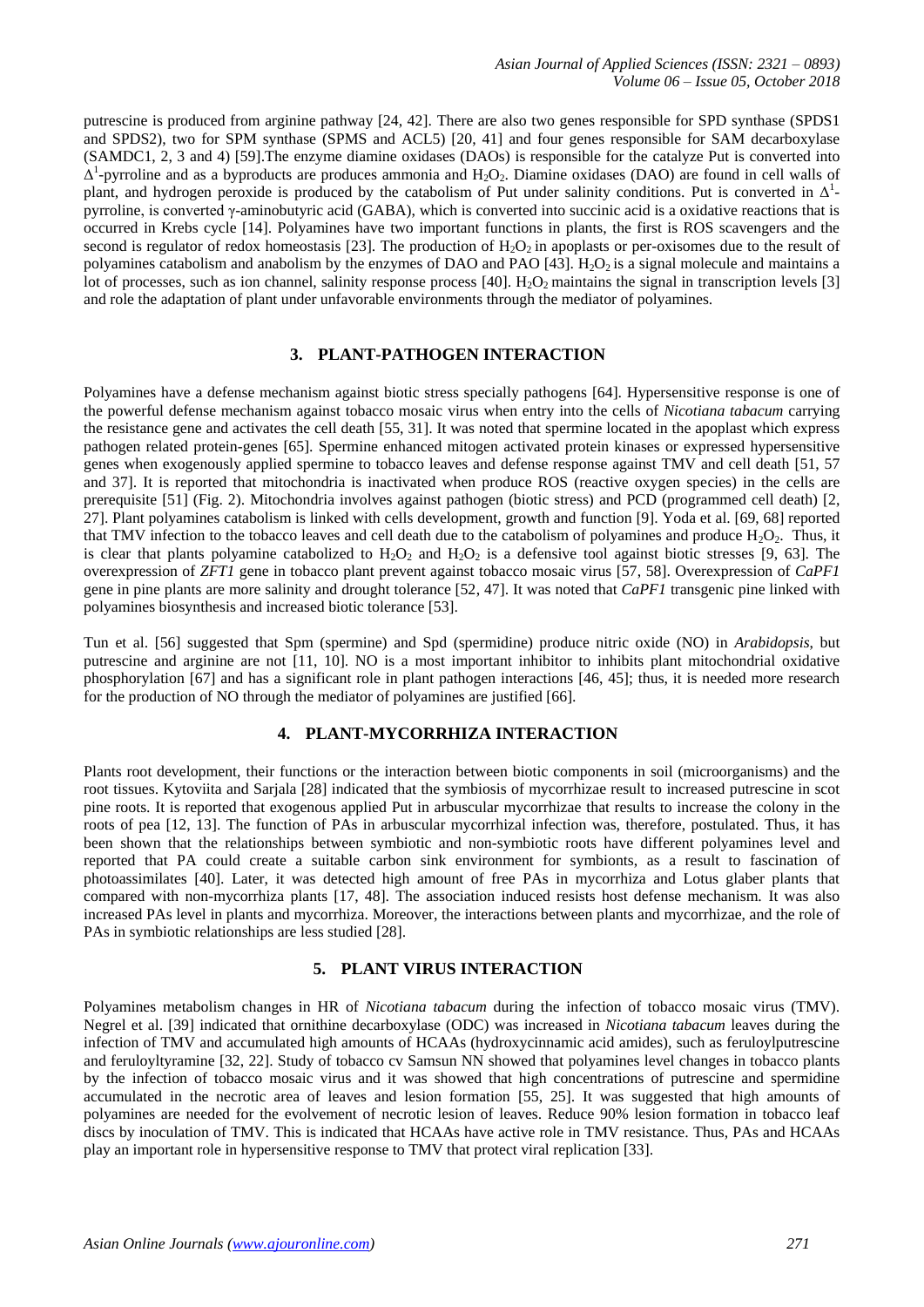putrescine is produced from arginine pathway [24, 42]. There are also two genes responsible for SPD synthase (SPDS1 and SPDS2), two for SPM synthase (SPMS and ACL5) [20, 41] and four genes responsible for SAM decarboxylase (SAMDC1, 2, 3 and 4) [59].The enzyme diamine oxidases (DAOs) is responsible for the catalyze Put is converted into $\Delta^1$-pyrroline and as a byproducts are produces ammonia and $H_2O_2$. Diamine oxidases (DAO) are found in cell walls of plant, and hydrogen peroxide is produced by the catabolism of Put under salinity conditions. Put is converted in $\Delta^1$-pyrroline, is converted γ-aminobutyric acid (GABA), which is converted into succinic acid is a oxidative reactions that is occurred in Krebs cycle [14]. Polyamines have two important functions in plants, the first is ROS scavengers and the second is regulator of redox homeostasis [23]. The production of $H_2O_2$ in apoplasts or per-oxisomes due to the result of polyamines catabolism and anabolism by the enzymes of DAO and PAO [43]. $H_2O_2$ is a signal molecule and maintains a lot of processes, such as ion channel, salinity response process [40]. $H_2O_2$ maintains the signal in transcription levels [3] and role the adaptation of plant under unfavorable environments through the mediator of polyamines.

## 3. PLANT-PATHOGEN INTERACTION

Polyamines have a defense mechanism against biotic stress specially pathogens [64]. Hypersensitive response is one of the powerful defense mechanism against tobacco mosaic virus when entry into the cells of *Nicotiana tabacum* carrying the resistance gene and activates the cell death [55, 31]. It was noted that spermine located in the apoplast which express pathogen related protein-genes [65]. Spermine enhanced mitogen activated protein kinases or expressed hypersensitive genes when exogenously applied spermine to tobacco leaves and defense response against TMV and cell death [51, 57 and 37]. It is reported that mitochondria is inactivated when produce ROS (reactive oxygen species) in the cells are prerequisite [51] (Fig. 2). Mitochondria involves against pathogen (biotic stress) and PCD (programmed cell death) [2, 27]. Plant polyamines catabolism is linked with cells development, growth and function [9]. Yoda et al. [69, 68] reported that TMV infection to the tobacco leaves and cell death due to the catabolism of polyamines and produce $H_2O_2$. Thus, it is clear that plants polyamine catabolized to $H_2O_2$ and $H_2O_2$ is a defensive tool against biotic stresses [9, 63]. The overexpression of *ZFT1* gene in tobacco plant prevent against tobacco mosaic virus [57, 58]. Overexpression of *CaPF1* gene in pine plants are more salinity and drought tolerance [52, 47]. It was noted that *CaPF1* transgenic pine linked with polyamines biosynthesis and increased biotic tolerance [53].

Tun et al. [56] suggested that Spm (spermine) and Spd (spermidine) produce nitric oxide (NO) in *Arabidopsis*, but putrescine and arginine are not [11, 10]. NO is a most important inhibitor to inhibits plant mitochondrial oxidative phosphorylation [67] and has a significant role in plant pathogen interactions [46, 45]; thus, it is needed more research for the production of NO through the mediator of polyamines are justified [66].

## 4. PLANT-MYCORRHIZA INTERACTION

Plants root development, their functions or the interaction between biotic components in soil (microorganisms) and the root tissues. Kytoviita and Sarjala [28] indicated that the symbiosis of mycorrhizae result to increased putrescine in scot pine roots. It is reported that exogenous applied Put in arbuscular mycorrhizae that results to increase the colony in the roots of pea [12, 13]. The function of PAs in arbuscular mycorrhizal infection was, therefore, postulated. Thus, it has been shown that the relationships between symbiotic and non-symbiotic roots have different polyamines level and reported that PA could create a suitable carbon sink environment for symbionts, as a result to fascination of photoassimilates [40]. Later, it was detected high amount of free PAs in mycorrhiza and Lotus glaber plants that compared with non-mycorrhiza plants [17, 48]. The association induced resists host defense mechanism. It was also increased PAs level in plants and mycorrhiza. Moreover, the interactions between plants and mycorrhizae, and the role of PAs in symbiotic relationships are less studied [28].

## 5. PLANT VIRUS INTERACTION

Polyamines metabolism changes in HR of *Nicotiana tabacum* during the infection of tobacco mosaic virus (TMV). Negrel et al. [39] indicated that ornithine decarboxylase (ODC) was increased in *Nicotiana tabacum* leaves during the infection of TMV and accumulated high amounts of HCAAs (hydroxycinnamic acid amides), such as feruloylputrescine and feruloyltyramine [32, 22]. Study of tobacco cv Samsun NN showed that polyamines level changes in tobacco plants by the infection of tobacco mosaic virus and it was showed that high concentrations of putrescine and spermidine accumulated in the necrotic area of leaves and lesion formation [55, 25]. It was suggested that high amounts of polyamines are needed for the evolvement of necrotic lesion of leaves. Reduce 90% lesion formation in tobacco leaf discs by inoculation of TMV. This is indicated that HCAAs have active role in TMV resistance. Thus, PAs and HCAAs play an important role in hypersensitive response to TMV that protect viral replication [33].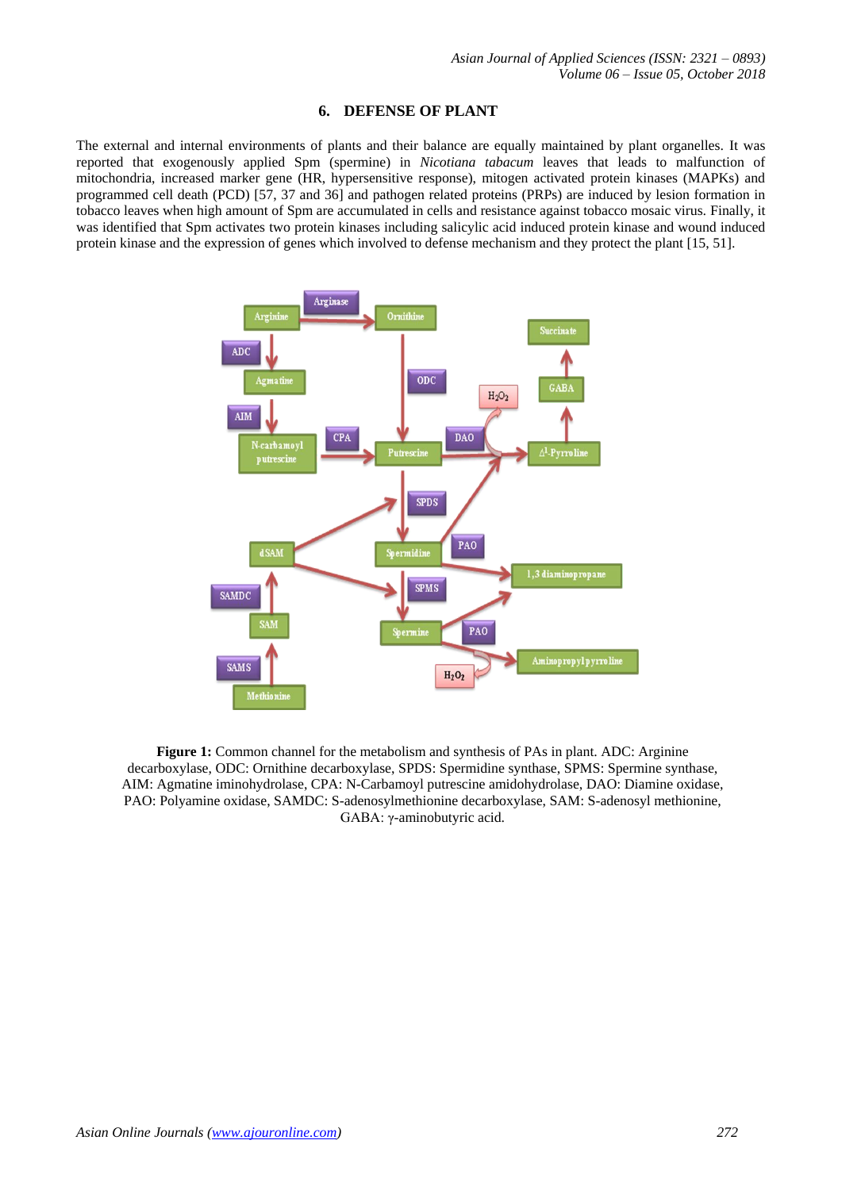## 6. DEFENSE OF PLANT

The external and internal environments of plants and their balance are equally maintained by plant organelles. It was reported that exogenously applied Spm (spermine) in *Nicotiana tabacum* leaves that leads to malfunction of mitochondria, increased marker gene (HR, hypersensitive response), mitogen activated protein kinases (MAPKs) and programmed cell death (PCD) [57, 37 and 36] and pathogen related proteins (PRPs) are induced by lesion formation in tobacco leaves when high amount of Spm are accumulated in cells and resistance against tobacco mosaic virus. Finally, it was identified that Spm activates two protein kinases including salicylic acid induced protein kinase and wound induced protein kinase and the expression of genes which involved to defense mechanism and they protect the plant [15, 51].

**Figure 1:** Common channel for the metabolism and synthesis of PAs in plant. ADC: Arginine decarboxylase, ODC: Ornithine decarboxylase, SPDS: Spermidine synthase, SPMS: Spermine synthase, AIM: Agmatine iminohydrolase, CPA: N-Carbamoyl putrescine amidohydrolase, DAO: Diamine oxidase, PAO: Polyamine oxidase, SAMDC: S-adenosylmethionine decarboxylase, SAM: S-adenosyl methionine, GABA: γ-aminobutyric acid.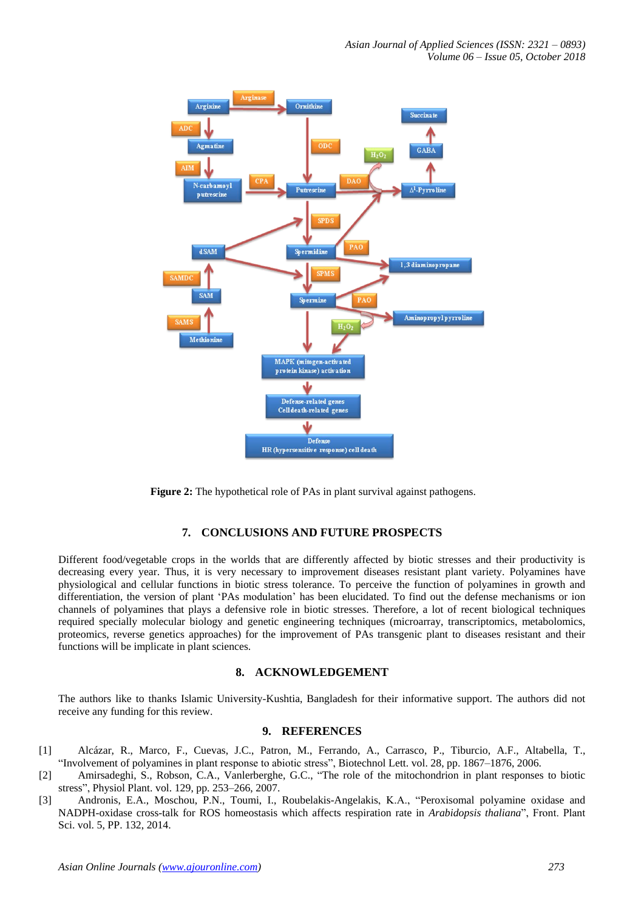**Figure 2:** The hypothetical role of PAs in plant survival against pathogens.

## 7. CONCLUSIONS AND FUTURE PROSPECTS

Different food/vegetable crops in the worlds that are differently affected by biotic stresses and their productivity is decreasing every year. Thus, it is very necessary to improvement diseases resistant plant variety. Polyamines have physiological and cellular functions in biotic stress tolerance. To perceive the function of polyamines in growth and differentiation, the version of plant 'PAs modulation' has been elucidated. To find out the defense mechanisms or ion channels of polyamines that plays a defensive role in biotic stresses. Therefore, a lot of recent biological techniques required specially molecular biology and genetic engineering techniques (microarray, transcriptomics, metabolomics, proteomics, reverse genetics approaches) for the improvement of PAs transgenic plant to diseases resistant and their functions will be implicate in plant sciences.

## 8. ACKNOWLEDGEMENT

The authors like to thanks Islamic University-Kushtia, Bangladesh for their informative support. The authors did not receive any funding for this review.

## 9. REFERENCES

[1] Alcázar, R., Marco, F., Cuevas, J.C., Patron, M., Ferrando, A., Carrasco, P., Tiburcio, A.F., Altabella, T., "Involvement of polyamines in plant response to abiotic stress", Biotechnol Lett. vol. 28, pp. 1867–1876, 2006.

[2] Amirsadeghi, S., Robson, C.A., Vanlerberghe, G.C., "The role of the mitochondrion in plant responses to biotic stress", Physiol Plant. vol. 129, pp. 253–266, 2007.

[3] Andronis, E.A., Moschou, P.N., Toumi, I., Roubelakis-Angelakis, K.A., "Peroxisomal polyamine oxidase and NADPH-oxidase cross-talk for ROS homeostasis which affects respiration rate in *Arabidopsis thaliana*", Front. Plant Sci. vol. 5, PP. 132, 2014.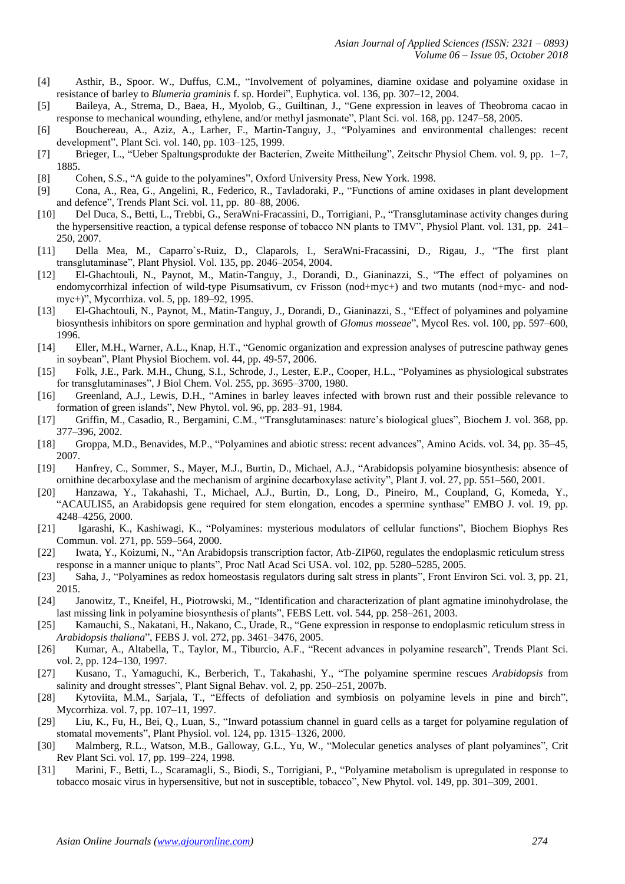[4] Asthir, B., Spoor. W., Duffus, C.M., "Involvement of polyamines, diamine oxidase and polyamine oxidase in resistance of barley to *Blumeria graminis* f. sp. Hordei", Euphytica. vol. 136, pp. 307–12, 2004.

[5] Baileya, A., Strema, D., Baea, H., Myolob, G., Guiltinan, J., "Gene expression in leaves of Theobroma cacao in response to mechanical wounding, ethylene, and/or methyl jasmonate", Plant Sci. vol. 168, pp. 1247–58, 2005.

[6] Bouchereau, A., Aziz, A., Larher, F., Martin-Tanguy, J., "Polyamines and environmental challenges: recent development", Plant Sci. vol. 140, pp. 103–125, 1999.

[7] Brieger, L., "Ueber Spaltungsprodukte der Bacterien, Zweite Mittheilung", Zeitschr Physiol Chem. vol. 9, pp. 1–7, 1885.

[8] Cohen, S.S., "A guide to the polyamines", Oxford University Press, New York. 1998.

[9] Cona, A., Rea, G., Angelini, R., Federico, R., Tavladoraki, P., "Functions of amine oxidases in plant development and defence", Trends Plant Sci. vol. 11, pp. 80–88, 2006.

[10] Del Duca, S., Betti, L., Trebbi, G., SeraWni-Fracassini, D., Torrigiani, P., "Transglutaminase activity changes during the hypersensitive reaction, a typical defense response of tobacco NN plants to TMV", Physiol Plant. vol. 131, pp. 241–250, 2007.

[11] Della Mea, M., Caparro`s-Ruiz, D., Claparols, I., SeraWni-Fracassini, D., Rigau, J., "The first plant transglutaminase", Plant Physiol. Vol. 135, pp. 2046–2054, 2004.

[12] El-Ghachtouli, N., Paynot, M., Matin-Tanguy, J., Dorandi, D., Gianinazzi, S., "The effect of polyamines on endomycorrhizal infection of wild-type Pisumsativum, cv Frisson (nod+myc+) and two mutants (nod+myc- and nod-myc+)", Mycorrhiza. vol. 5, pp. 189–92, 1995.

[13] El-Ghachtouli, N., Paynot, M., Matin-Tanguy, J., Dorandi, D., Gianinazzi, S., "Effect of polyamines and polyamine biosynthesis inhibitors on spore germination and hyphal growth of *Glomus mosseae*", Mycol Res. vol. 100, pp. 597–600, 1996.

[14] Eller, M.H., Warner, A.L., Knap, H.T., "Genomic organization and expression analyses of putrescine pathway genes in soybean", Plant Physiol Biochem. vol. 44, pp. 49-57, 2006.

[15] Folk, J.E., Park. M.H., Chung, S.I., Schrode, J., Lester, E.P., Cooper, H.L., "Polyamines as physiological substrates for transglutaminases", J Biol Chem. Vol. 255, pp. 3695–3700, 1980.

[16] Greenland, A.J., Lewis, D.H., "Amines in barley leaves infected with brown rust and their possible relevance to formation of green islands", New Phytol. vol. 96, pp. 283–91, 1984.

[17] Griffin, M., Casadio, R., Bergamini, C.M., "Transglutaminases: nature's biological glues", Biochem J. vol. 368, pp. 377–396, 2002.

[18] Groppa, M.D., Benavides, M.P., "Polyamines and abiotic stress: recent advances", Amino Acids. vol. 34, pp. 35–45, 2007.

[19] Hanfrey, C., Sommer, S., Mayer, M.J., Burtin, D., Michael, A.J., "Arabidopsis polyamine biosynthesis: absence of ornithine decarboxylase and the mechanism of arginine decarboxylase activity", Plant J. vol. 27, pp. 551–560, 2001.

[20] Hanzawa, Y., Takahashi, T., Michael, A.J., Burtin, D., Long, D., Pineiro, M., Coupland, G, Komeda, Y., "ACAULIS5, an Arabidopsis gene required for stem elongation, encodes a spermine synthase" EMBO J. vol. 19, pp. 4248–4256, 2000.

[21] Igarashi, K., Kashiwagi, K., "Polyamines: mysterious modulators of cellular functions", Biochem Biophys Res Commun. vol. 271, pp. 559–564, 2000.

[22] Iwata, Y., Koizumi, N., "An Arabidopsis transcription factor, Atb-ZIP60, regulates the endoplasmic reticulum stress response in a manner unique to plants", Proc Natl Acad Sci USA. vol. 102, pp. 5280–5285, 2005.

[23] Saha, J., "Polyamines as redox homeostasis regulators during salt stress in plants", Front Environ Sci. vol. 3, pp. 21, 2015.

[24] Janowitz, T., Kneifel, H., Piotrowski, M., "Identification and characterization of plant agmatine iminohydrolase, the last missing link in polyamine biosynthesis of plants", FEBS Lett. vol. 544, pp. 258–261, 2003.

[25] Kamauchi, S., Nakatani, H., Nakano, C., Urade, R., "Gene expression in response to endoplasmic reticulum stress in *Arabidopsis thaliana*", FEBS J. vol. 272, pp. 3461–3476, 2005.

[26] Kumar, A., Altabella, T., Taylor, M., Tiburcio, A.F., "Recent advances in polyamine research", Trends Plant Sci. vol. 2, pp. 124–130, 1997.

[27] Kusano, T., Yamaguchi, K., Berberich, T., Takahashi, Y., "The polyamine spermine rescues *Arabidopsis* from salinity and drought stresses", Plant Signal Behav. vol. 2, pp. 250–251, 2007b.

[28] Kytoviita, M.M., Sarjala, T., "Effects of defoliation and symbiosis on polyamine levels in pine and birch", Mycorrhiza. vol. 7, pp. 107–11, 1997.

[29] Liu, K., Fu, H., Bei, Q., Luan, S., "Inward potassium channel in guard cells as a target for polyamine regulation of stomatal movements", Plant Physiol. vol. 124, pp. 1315–1326, 2000.

[30] Malmberg, R.L., Watson, M.B., Galloway, G.L., Yu, W., "Molecular genetics analyses of plant polyamines", Crit Rev Plant Sci. vol. 17, pp. 199–224, 1998.

[31] Marini, F., Betti, L., Scaramagli, S., Biodi, S., Torrigiani, P., "Polyamine metabolism is upregulated in response to tobacco mosaic virus in hypersensitive, but not in susceptible, tobacco", New Phytol. vol. 149, pp. 301–309, 2001.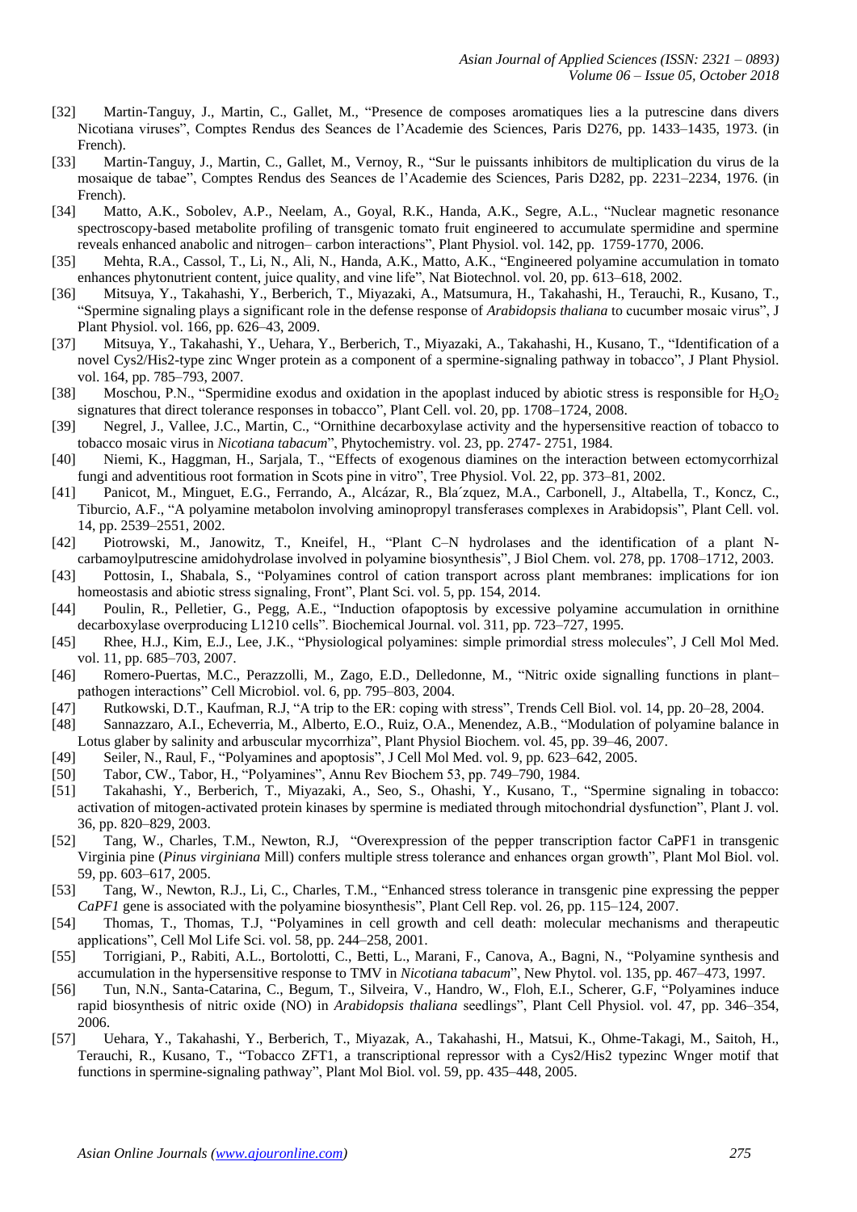[32] Martin-Tanguy, J., Martin, C., Gallet, M., "Presence de composes aromatiques lies a la putrescine dans divers Nicotiana viruses", Comptes Rendus des Seances de l'Academie des Sciences, Paris D276, pp. 1433–1435, 1973. (in French).

[33] Martin-Tanguy, J., Martin, C., Gallet, M., Vernoy, R., "Sur le puissants inhibitors de multiplication du virus de la mosaique de tabae", Comptes Rendus des Seances de l'Academie des Sciences, Paris D282, pp. 2231–2234, 1976. (in French).

[34] Matto, A.K., Sobolev, A.P., Neelam, A., Goyal, R.K., Handa, A.K., Segre, A.L., "Nuclear magnetic resonance spectroscopy-based metabolite profiling of transgenic tomato fruit engineered to accumulate spermidine and spermine reveals enhanced anabolic and nitrogen– carbon interactions", Plant Physiol. vol. 142, pp. 1759-1770, 2006.

[35] Mehta, R.A., Cassol, T., Li, N., Ali, N., Handa, A.K., Matto, A.K., "Engineered polyamine accumulation in tomato enhances phytonutrient content, juice quality, and vine life", Nat Biotechnol. vol. 20, pp. 613–618, 2002.

[36] Mitsuya, Y., Takahashi, Y., Berberich, T., Miyazaki, A., Matsumura, H., Takahashi, H., Terauchi, R., Kusano, T., "Spermine signaling plays a significant role in the defense response of *Arabidopsis thaliana* to cucumber mosaic virus", J Plant Physiol. vol. 166, pp. 626–43, 2009.

[37] Mitsuya, Y., Takahashi, Y., Uehara, Y., Berberich, T., Miyazaki, A., Takahashi, H., Kusano, T., "Identification of a novel Cys2/His2-type zinc Wnger protein as a component of a spermine-signaling pathway in tobacco", J Plant Physiol. vol. 164, pp. 785–793, 2007.

[38] Moschou, P.N., "Spermidine exodus and oxidation in the apoplast induced by abiotic stress is responsible for $H_2O_2$ signatures that direct tolerance responses in tobacco", Plant Cell. vol. 20, pp. 1708–1724, 2008.

[39] Negrel, J., Vallee, J.C., Martin, C., "Ornithine decarboxylase activity and the hypersensitive reaction of tobacco to tobacco mosaic virus in *Nicotiana tabacum*", Phytochemistry. vol. 23, pp. 2747- 2751, 1984.

[40] Niemi, K., Haggman, H., Sarjala, T., "Effects of exogenous diamines on the interaction between ectomycorrhizal fungi and adventitious root formation in Scots pine in vitro", Tree Physiol. Vol. 22, pp. 373–81, 2002.

[41] Panicot, M., Minguet, E.G., Ferrando, A., Alcázar, R., Bla´zquez, M.A., Carbonell, J., Altabella, T., Koncz, C., Tiburcio, A.F., "A polyamine metabolon involving aminopropyl transferases complexes in Arabidopsis", Plant Cell. vol. 14, pp. 2539–2551, 2002.

[42] Piotrowski, M., Janowitz, T., Kneifel, H., "Plant C–N hydrolases and the identification of a plant N-carbamoylputrescine amidohydrolase involved in polyamine biosynthesis", J Biol Chem. vol. 278, pp. 1708–1712, 2003.

[43] Pottosin, I., Shabala, S., "Polyamines control of cation transport across plant membranes: implications for ion homeostasis and abiotic stress signaling, Front", Plant Sci. vol. 5, pp. 154, 2014.

[44] Poulin, R., Pelletier, G., Pegg, A.E., "Induction ofapoptosis by excessive polyamine accumulation in ornithine decarboxylase overproducing L1210 cells". Biochemical Journal. vol. 311, pp. 723–727, 1995.

[45] Rhee, H.J., Kim, E.J., Lee, J.K., "Physiological polyamines: simple primordial stress molecules", J Cell Mol Med. vol. 11, pp. 685–703, 2007.

[46] Romero-Puertas, M.C., Perazzolli, M., Zago, E.D., Delledonne, M., "Nitric oxide signalling functions in plant–pathogen interactions" Cell Microbiol. vol. 6, pp. 795–803, 2004.

[47] Rutkowski, D.T., Kaufman, R.J, "A trip to the ER: coping with stress", Trends Cell Biol. vol. 14, pp. 20–28, 2004.

[48] Sannazzaro, A.I., Echeverria, M., Alberto, E.O., Ruiz, O.A., Menendez, A.B., "Modulation of polyamine balance in Lotus glaber by salinity and arbuscular mycorrhiza", Plant Physiol Biochem. vol. 45, pp. 39–46, 2007.

[49] Seiler, N., Raul, F., "Polyamines and apoptosis", J Cell Mol Med. vol. 9, pp. 623–642, 2005.

[50] Tabor, CW., Tabor, H., "Polyamines", Annu Rev Biochem 53, pp. 749–790, 1984.

[51] Takahashi, Y., Berberich, T., Miyazaki, A., Seo, S., Ohashi, Y., Kusano, T., "Spermine signaling in tobacco: activation of mitogen-activated protein kinases by spermine is mediated through mitochondrial dysfunction", Plant J. vol. 36, pp. 820–829, 2003.

[52] Tang, W., Charles, T.M., Newton, R.J, "Overexpression of the pepper transcription factor CaPF1 in transgenic Virginia pine (*Pinus virginiana* Mill) confers multiple stress tolerance and enhances organ growth", Plant Mol Biol. vol. 59, pp. 603–617, 2005.

[53] Tang, W., Newton, R.J., Li, C., Charles, T.M., "Enhanced stress tolerance in transgenic pine expressing the pepper *CaPF1* gene is associated with the polyamine biosynthesis", Plant Cell Rep. vol. 26, pp. 115–124, 2007.

[54] Thomas, T., Thomas, T.J, "Polyamines in cell growth and cell death: molecular mechanisms and therapeutic applications", Cell Mol Life Sci. vol. 58, pp. 244–258, 2001.

[55] Torrigiani, P., Rabiti, A.L., Bortolotti, C., Betti, L., Marani, F., Canova, A., Bagni, N., "Polyamine synthesis and accumulation in the hypersensitive response to TMV in *Nicotiana tabacum*", New Phytol. vol. 135, pp. 467–473, 1997.

[56] Tun, N.N., Santa-Catarina, C., Begum, T., Silveira, V., Handro, W., Floh, E.I., Scherer, G.F, "Polyamines induce rapid biosynthesis of nitric oxide (NO) in *Arabidopsis thaliana* seedlings", Plant Cell Physiol. vol. 47, pp. 346–354, 2006.

[57] Uehara, Y., Takahashi, Y., Berberich, T., Miyazak, A., Takahashi, H., Matsui, K., Ohme-Takagi, M., Saitoh, H., Terauchi, R., Kusano, T., "Tobacco ZFT1, a transcriptional repressor with a Cys2/His2 typezinc Wnger motif that functions in spermine-signaling pathway", Plant Mol Biol. vol. 59, pp. 435–448, 2005.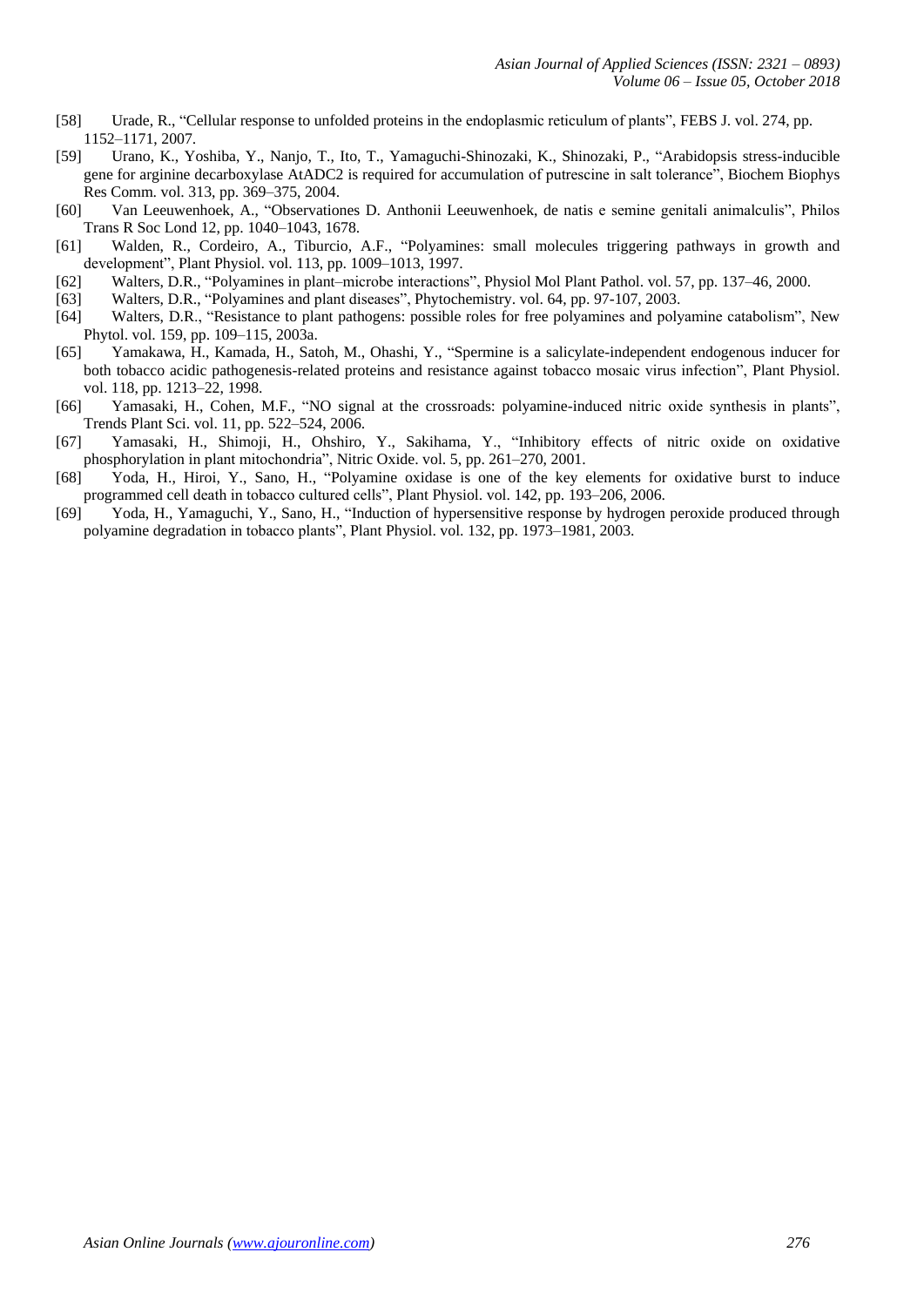[58] Urade, R., "Cellular response to unfolded proteins in the endoplasmic reticulum of plants", FEBS J. vol. 274, pp. 1152–1171, 2007.

[59] Urano, K., Yoshiba, Y., Nanjo, T., Ito, T., Yamaguchi-Shinozaki, K., Shinozaki, P., "Arabidopsis stress-inducible gene for arginine decarboxylase AtADC2 is required for accumulation of putrescine in salt tolerance", Biochem Biophys Res Comm. vol. 313, pp. 369–375, 2004.

[60] Van Leeuwenhoek, A., "Observationes D. Anthonii Leeuwenhoek, de natis e semine genitali animalculis", Philos Trans R Soc Lond 12, pp. 1040–1043, 1678.

[61] Walden, R., Cordeiro, A., Tiburcio, A.F., "Polyamines: small molecules triggering pathways in growth and development", Plant Physiol. vol. 113, pp. 1009–1013, 1997.

[62] Walters, D.R., "Polyamines in plant–microbe interactions", Physiol Mol Plant Pathol. vol. 57, pp. 137–46, 2000.

[63] Walters, D.R., "Polyamines and plant diseases", Phytochemistry. vol. 64, pp. 97-107, 2003.

[64] Walters, D.R., "Resistance to plant pathogens: possible roles for free polyamines and polyamine catabolism", New Phytol. vol. 159, pp. 109–115, 2003a.

[65] Yamakawa, H., Kamada, H., Satoh, M., Ohashi, Y., "Spermine is a salicylate-independent endogenous inducer for both tobacco acidic pathogenesis-related proteins and resistance against tobacco mosaic virus infection", Plant Physiol. vol. 118, pp. 1213–22, 1998.

[66] Yamasaki, H., Cohen, M.F., "NO signal at the crossroads: polyamine-induced nitric oxide synthesis in plants", Trends Plant Sci. vol. 11, pp. 522–524, 2006.

[67] Yamasaki, H., Shimoji, H., Ohshiro, Y., Sakihama, Y., "Inhibitory effects of nitric oxide on oxidative phosphorylation in plant mitochondria", Nitric Oxide. vol. 5, pp. 261–270, 2001.

[68] Yoda, H., Hiroi, Y., Sano, H., "Polyamine oxidase is one of the key elements for oxidative burst to induce programmed cell death in tobacco cultured cells", Plant Physiol. vol. 142, pp. 193–206, 2006.

[69] Yoda, H., Yamaguchi, Y., Sano, H., "Induction of hypersensitive response by hydrogen peroxide produced through polyamine degradation in tobacco plants", Plant Physiol. vol. 132, pp. 1973–1981, 2003.